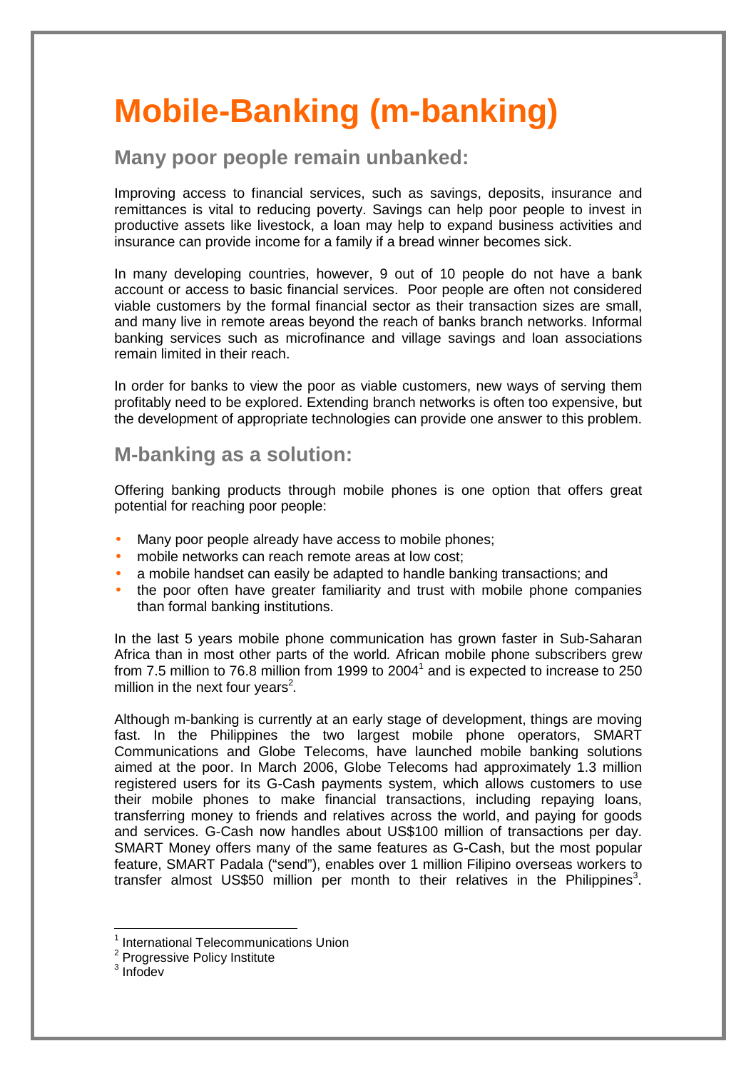# Mobile-Banking (m-banking)

## Many poor people remain unbanked:

Improving access to financial services, such as savings, deposits, insurance and remittances is vital to reducing poverty. Savings can help poor people to invest in productive assets like livestock, a loan may help to expand business activities and insurance can provide income for a family if a bread winner becomes sick.

In many developing countries, however, 9 out of 10 people do not have a bank account or access to basic financial services. Poor people are often not considered viable customers by the formal financial sector as their transaction sizes are small, and many live in remote areas beyond the reach of banks branch networks. Informal banking services such as microfinance and village savings and loan associations remain limited in their reach.

In order for banks to view the poor as viable customers, new ways of serving them profitably need to be explored. Extending branch networks is often too expensive, but the development of appropriate technologies can provide one answer to this problem.

## M-banking as a solution:

Offering banking products through mobile phones is one option that offers great potential for reaching poor people:

- Many poor people already have access to mobile phones;
- mobile networks can reach remote areas at low cost;
- a mobile handset can easily be adapted to handle banking transactions; and
- the poor often have greater familiarity and trust with mobile phone companies than formal banking institutions.

In the last 5 years mobile phone communication has grown faster in Sub-Saharan Africa than in most other parts of the world. African mobile phone subscribers grew from 7.5 million to 76.8 million from 1999 to 2004[1] and is expected to increase to 250 million in the next four years[2].

Although m-banking is currently at an early stage of development, things are moving fast. In the Philippines the two largest mobile phone operators, SMART Communications and Globe Telecoms, have launched mobile banking solutions aimed at the poor. In March 2006, Globe Telecoms had approximately 1.3 million registered users for its G-Cash payments system, which allows customers to use their mobile phones to make financial transactions, including repaying loans, transferring money to friends and relatives across the world, and paying for goods and services. G-Cash now handles about US$100 million of transactions per day. SMART Money offers many of the same features as G-Cash, but the most popular feature, SMART Padala ("send"), enables over 1 million Filipino overseas workers to transfer almost US$50 million per month to their relatives in the Philippines[3].

[1] International Telecommunications Union
[2] Progressive Policy Institute
[3] Infodev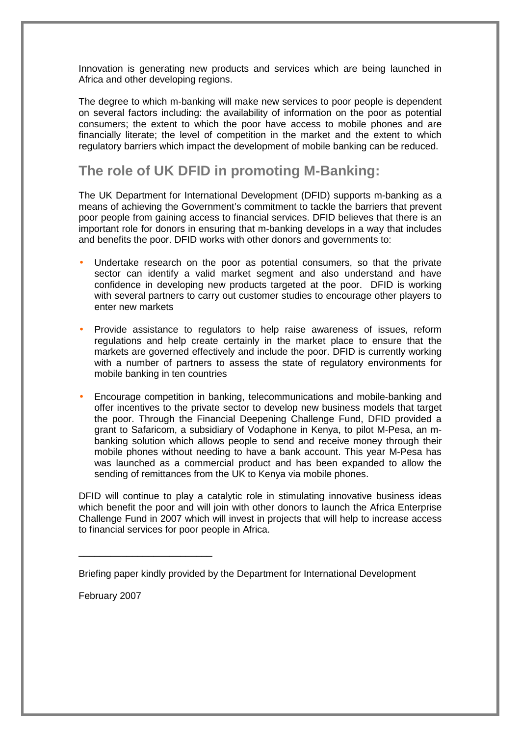Innovation is generating new products and services which are being launched in Africa and other developing regions.

The degree to which m-banking will make new services to poor people is dependent on several factors including: the availability of information on the poor as potential consumers; the extent to which the poor have access to mobile phones and are financially literate; the level of competition in the market and the extent to which regulatory barriers which impact the development of mobile banking can be reduced.

## The role of UK DFID in promoting M-Banking:

The UK Department for International Development (DFID) supports m-banking as a means of achieving the Government's commitment to tackle the barriers that prevent poor people from gaining access to financial services. DFID believes that there is an important role for donors in ensuring that m-banking develops in a way that includes and benefits the poor. DFID works with other donors and governments to:

- Undertake research on the poor as potential consumers, so that the private sector can identify a valid market segment and also understand and have confidence in developing new products targeted at the poor. DFID is working with several partners to carry out customer studies to encourage other players to enter new markets
- Provide assistance to regulators to help raise awareness of issues, reform regulations and help create certainly in the market place to ensure that the markets are governed effectively and include the poor. DFID is currently working with a number of partners to assess the state of regulatory environments for mobile banking in ten countries
- Encourage competition in banking, telecommunications and mobile-banking and offer incentives to the private sector to develop new business models that target the poor. Through the Financial Deepening Challenge Fund, DFID provided a grant to Safaricom, a subsidiary of Vodaphone in Kenya, to pilot M-Pesa, an m-banking solution which allows people to send and receive money through their mobile phones without needing to have a bank account. This year M-Pesa has was launched as a commercial product and has been expanded to allow the sending of remittances from the UK to Kenya via mobile phones.

DFID will continue to play a catalytic role in stimulating innovative business ideas which benefit the poor and will join with other donors to launch the Africa Enterprise Challenge Fund in 2007 which will invest in projects that will help to increase access to financial services for poor people in Africa.

---

Briefing paper kindly provided by the Department for International Development

February 2007